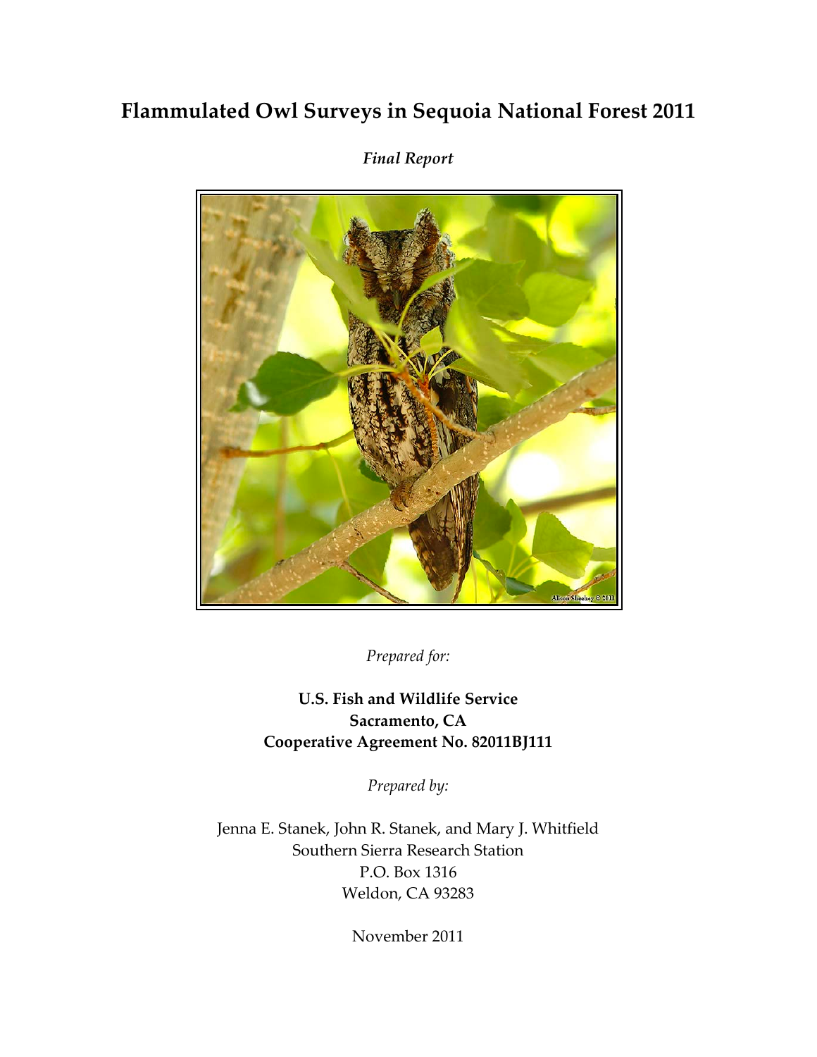# Flammulated Owl Surveys in Sequoia National Forest 2011

*Final Report*

*Prepared for:*

**U.S. Fish and Wildlife Service**
**Sacramento, CA**
**Cooperative Agreement No. 82011BJ111**

*Prepared by:*

Jenna E. Stanek, John R. Stanek, and Mary J. Whitfield
Southern Sierra Research Station
P.O. Box 1316
Weldon, CA 93283

November 2011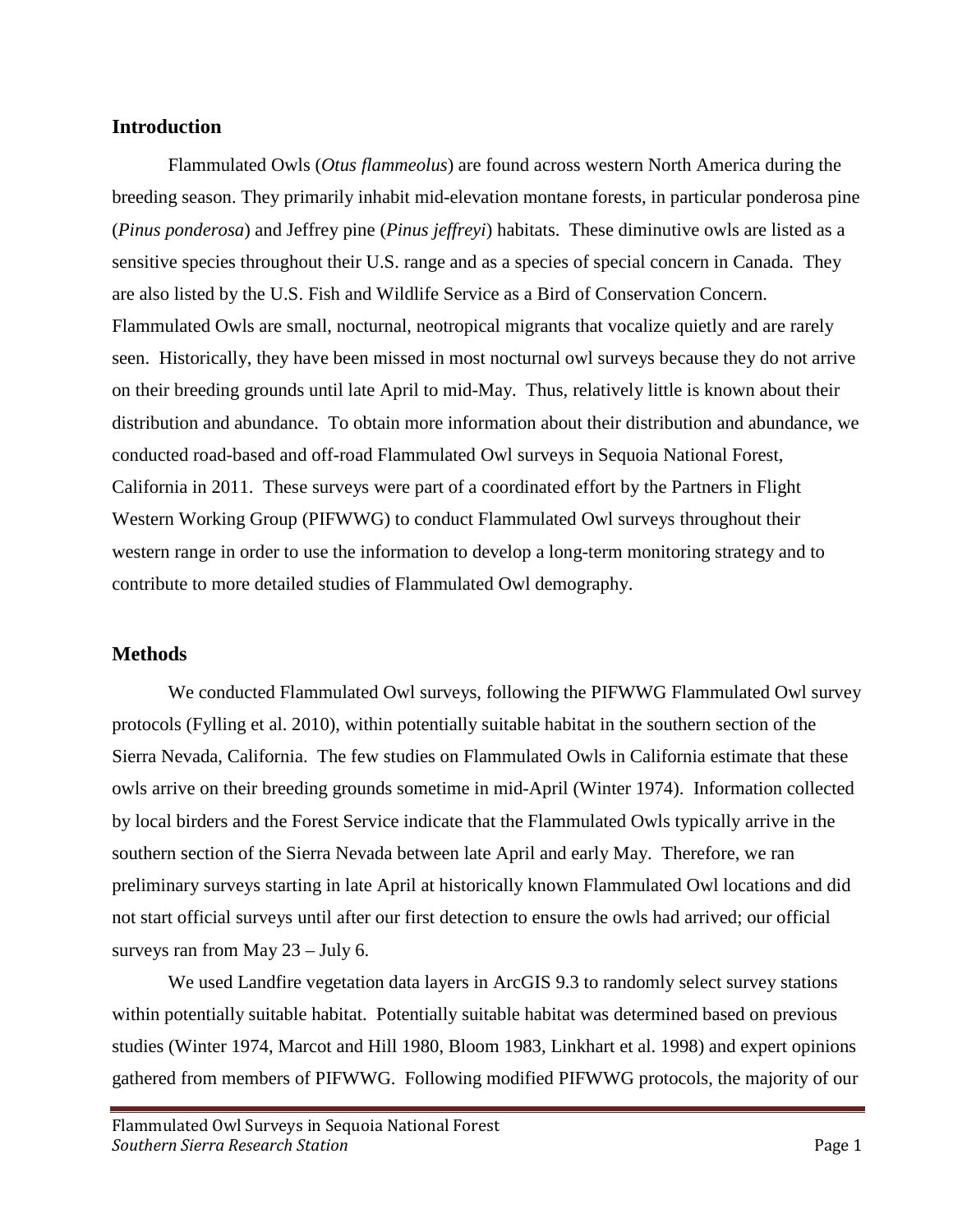## Introduction

Flammulated Owls (*Otus flammeolus*) are found across western North America during the breeding season. They primarily inhabit mid-elevation montane forests, in particular ponderosa pine (*Pinus ponderosa*) and Jeffrey pine (*Pinus jeffreyi*) habitats. These diminutive owls are listed as a sensitive species throughout their U.S. range and as a species of special concern in Canada. They are also listed by the U.S. Fish and Wildlife Service as a Bird of Conservation Concern. Flammulated Owls are small, nocturnal, neotropical migrants that vocalize quietly and are rarely seen. Historically, they have been missed in most nocturnal owl surveys because they do not arrive on their breeding grounds until late April to mid-May. Thus, relatively little is known about their distribution and abundance. To obtain more information about their distribution and abundance, we conducted road-based and off-road Flammulated Owl surveys in Sequoia National Forest, California in 2011. These surveys were part of a coordinated effort by the Partners in Flight Western Working Group (PIFWWG) to conduct Flammulated Owl surveys throughout their western range in order to use the information to develop a long-term monitoring strategy and to contribute to more detailed studies of Flammulated Owl demography.

## Methods

We conducted Flammulated Owl surveys, following the PIFWWG Flammulated Owl survey protocols (Fylling et al. 2010), within potentially suitable habitat in the southern section of the Sierra Nevada, California. The few studies on Flammulated Owls in California estimate that these owls arrive on their breeding grounds sometime in mid-April (Winter 1974). Information collected by local birders and the Forest Service indicate that the Flammulated Owls typically arrive in the southern section of the Sierra Nevada between late April and early May. Therefore, we ran preliminary surveys starting in late April at historically known Flammulated Owl locations and did not start official surveys until after our first detection to ensure the owls had arrived; our official surveys ran from May 23 – July 6.

We used Landfire vegetation data layers in ArcGIS 9.3 to randomly select survey stations within potentially suitable habitat. Potentially suitable habitat was determined based on previous studies (Winter 1974, Marcot and Hill 1980, Bloom 1983, Linkhart et al. 1998) and expert opinions gathered from members of PIFWWG. Following modified PIFWWG protocols, the majority of our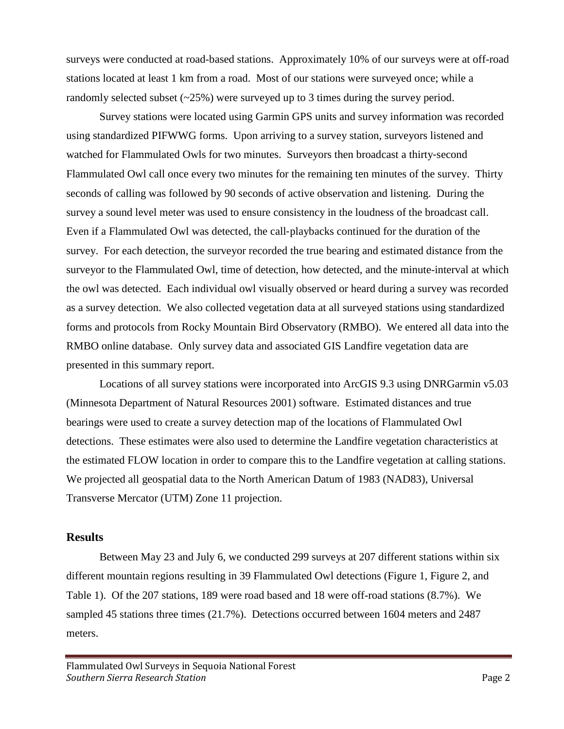surveys were conducted at road-based stations. Approximately 10% of our surveys were at off-road stations located at least 1 km from a road. Most of our stations were surveyed once; while a randomly selected subset (~25%) were surveyed up to 3 times during the survey period.

Survey stations were located using Garmin GPS units and survey information was recorded using standardized PIFWWG forms. Upon arriving to a survey station, surveyors listened and watched for Flammulated Owls for two minutes. Surveyors then broadcast a thirty-second Flammulated Owl call once every two minutes for the remaining ten minutes of the survey. Thirty seconds of calling was followed by 90 seconds of active observation and listening. During the survey a sound level meter was used to ensure consistency in the loudness of the broadcast call. Even if a Flammulated Owl was detected, the call-playbacks continued for the duration of the survey. For each detection, the surveyor recorded the true bearing and estimated distance from the surveyor to the Flammulated Owl, time of detection, how detected, and the minute-interval at which the owl was detected. Each individual owl visually observed or heard during a survey was recorded as a survey detection. We also collected vegetation data at all surveyed stations using standardized forms and protocols from Rocky Mountain Bird Observatory (RMBO). We entered all data into the RMBO online database. Only survey data and associated GIS Landfire vegetation data are presented in this summary report.

Locations of all survey stations were incorporated into ArcGIS 9.3 using DNRGarmin v5.03 (Minnesota Department of Natural Resources 2001) software. Estimated distances and true bearings were used to create a survey detection map of the locations of Flammulated Owl detections. These estimates were also used to determine the Landfire vegetation characteristics at the estimated FLOW location in order to compare this to the Landfire vegetation at calling stations. We projected all geospatial data to the North American Datum of 1983 (NAD83), Universal Transverse Mercator (UTM) Zone 11 projection.

## Results

Between May 23 and July 6, we conducted 299 surveys at 207 different stations within six different mountain regions resulting in 39 Flammulated Owl detections (Figure 1, Figure 2, and Table 1). Of the 207 stations, 189 were road based and 18 were off-road stations (8.7%). We sampled 45 stations three times (21.7%). Detections occurred between 1604 meters and 2487 meters.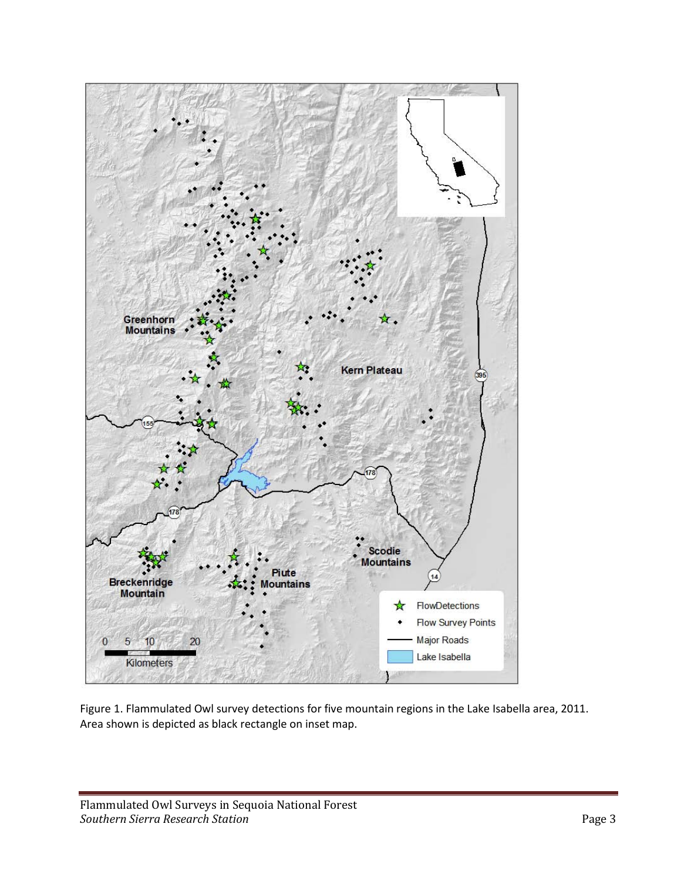Greenhorn Mountains

Kern Plateau

Scodie Mountains

Piute Mountains

Breckenridge Mountain

155

178

395

14

FlowDetections

Flow Survey Points

Major Roads

Lake Isabella

0 5 10 20

Kilometers

Figure 1. Flammulated Owl survey detections for five mountain regions in the Lake Isabella area, 2011. Area shown is depicted as black rectangle on inset map.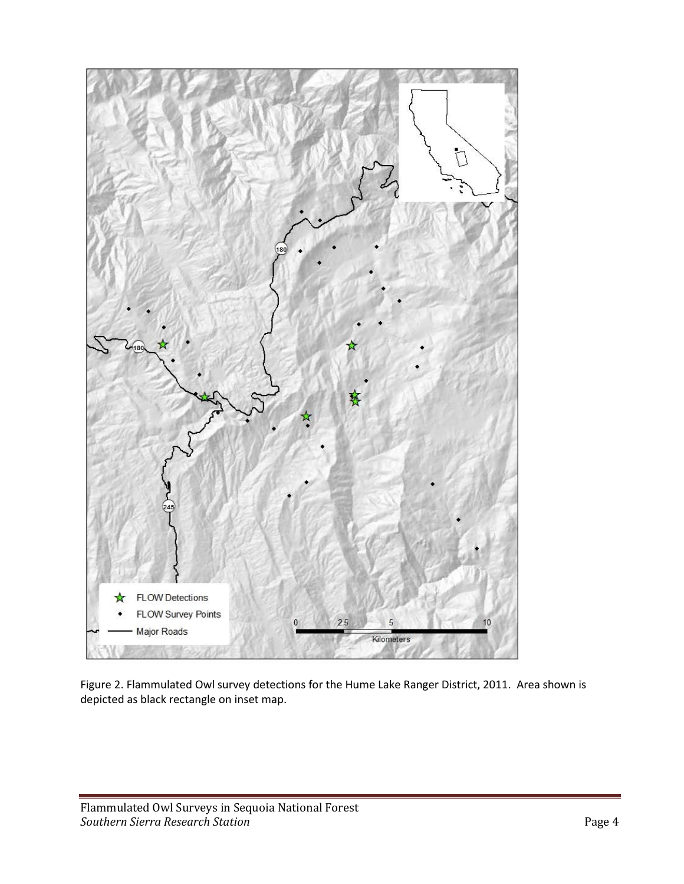FLOW Detections

FLOW Survey Points

Major Roads

180

180

245

0 2.5 5 10

Kilometers

Figure 2. Flammulated Owl survey detections for the Hume Lake Ranger District, 2011. Area shown is depicted as black rectangle on inset map.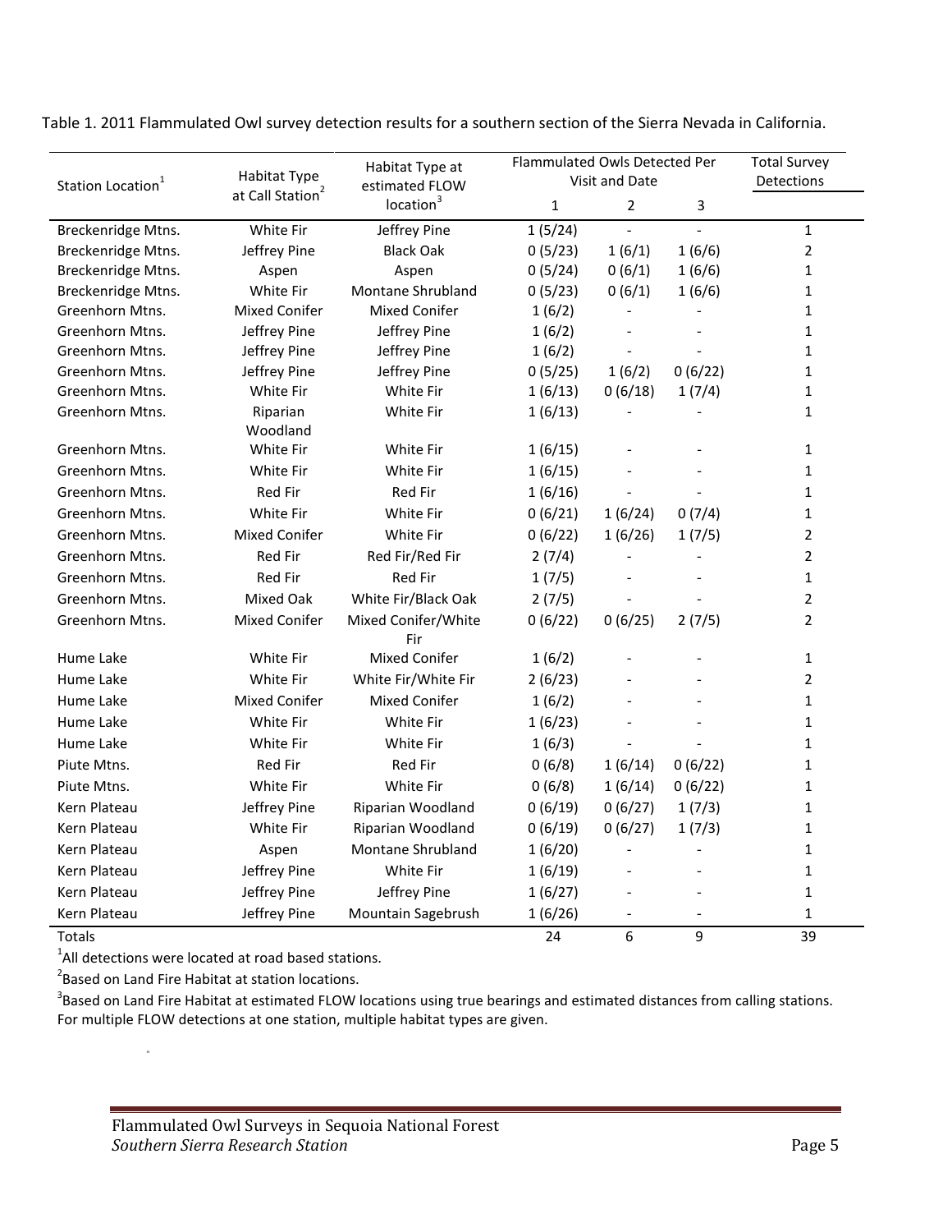Table 1. 2011 Flammulated Owl survey detection results for a southern section of the Sierra Nevada in California.

| Station Location[1] | Habitat Type at Call Station[2] | Habitat Type at estimated FLOW location[3] | Flammulated Owls Detected Per Visit and Date | | | Total Survey Detections |
|---|---|---|---|---|---|---|
| | | | 1 | 2 | 3 | |
| Breckenridge Mtns. | White Fir | Jeffrey Pine | 1 (5/24) | - | - | 1 |
| Breckenridge Mtns. | Jeffrey Pine | Black Oak | 0 (5/23) | 1 (6/1) | 1 (6/6) | 2 |
| Breckenridge Mtns. | Aspen | Aspen | 0 (5/24) | 0 (6/1) | 1 (6/6) | 1 |
| Breckenridge Mtns. | White Fir | Montane Shrubland | 0 (5/23) | 0 (6/1) | 1 (6/6) | 1 |
| Greenhorn Mtns. | Mixed Conifer | Mixed Conifer | 1 (6/2) | - | - | 1 |
| Greenhorn Mtns. | Jeffrey Pine | Jeffrey Pine | 1 (6/2) | - | - | 1 |
| Greenhorn Mtns. | Jeffrey Pine | Jeffrey Pine | 1 (6/2) | - | - | 1 |
| Greenhorn Mtns. | Jeffrey Pine | Jeffrey Pine | 0 (5/25) | 1 (6/2) | 0 (6/22) | 1 |
| Greenhorn Mtns. | White Fir | White Fir | 1 (6/13) | 0 (6/18) | 1 (7/4) | 1 |
| Greenhorn Mtns. | Riparian Woodland | White Fir | 1 (6/13) | - | - | 1 |
| Greenhorn Mtns. | White Fir | White Fir | 1 (6/15) | - | - | 1 |
| Greenhorn Mtns. | White Fir | White Fir | 1 (6/15) | - | - | 1 |
| Greenhorn Mtns. | Red Fir | Red Fir | 1 (6/16) | - | - | 1 |
| Greenhorn Mtns. | White Fir | White Fir | 0 (6/21) | 1 (6/24) | 0 (7/4) | 1 |
| Greenhorn Mtns. | Mixed Conifer | White Fir | 0 (6/22) | 1 (6/26) | 1 (7/5) | 2 |
| Greenhorn Mtns. | Red Fir | Red Fir/Red Fir | 2 (7/4) | - | - | 2 |
| Greenhorn Mtns. | Red Fir | Red Fir | 1 (7/5) | - | - | 1 |
| Greenhorn Mtns. | Mixed Oak | White Fir/Black Oak | 2 (7/5) | - | - | 2 |
| Greenhorn Mtns. | Mixed Conifer | Mixed Conifer/White Fir | 0 (6/22) | 0 (6/25) | 2 (7/5) | 2 |
| Hume Lake | White Fir | Mixed Conifer | 1 (6/2) | - | - | 1 |
| Hume Lake | White Fir | White Fir/White Fir | 2 (6/23) | - | - | 2 |
| Hume Lake | Mixed Conifer | Mixed Conifer | 1 (6/2) | - | - | 1 |
| Hume Lake | White Fir | White Fir | 1 (6/23) | - | - | 1 |
| Hume Lake | White Fir | White Fir | 1 (6/3) | - | - | 1 |
| Piute Mtns. | Red Fir | Red Fir | 0 (6/8) | 1 (6/14) | 0 (6/22) | 1 |
| Piute Mtns. | White Fir | White Fir | 0 (6/8) | 1 (6/14) | 0 (6/22) | 1 |
| Kern Plateau | Jeffrey Pine | Riparian Woodland | 0 (6/19) | 0 (6/27) | 1 (7/3) | 1 |
| Kern Plateau | White Fir | Riparian Woodland | 0 (6/19) | 0 (6/27) | 1 (7/3) | 1 |
| Kern Plateau | Aspen | Montane Shrubland | 1 (6/20) | - | - | 1 |
| Kern Plateau | Jeffrey Pine | White Fir | 1 (6/19) | - | - | 1 |
| Kern Plateau | Jeffrey Pine | Jeffrey Pine | 1 (6/27) | - | - | 1 |
| Kern Plateau | Jeffrey Pine | Mountain Sagebrush | 1 (6/26) | - | - | 1 |
| Totals | | | 24 | 6 | 9 | 39 |

[1]All detections were located at road based stations.

[2]Based on Land Fire Habitat at station locations.

[3]Based on Land Fire Habitat at estimated FLOW locations using true bearings and estimated distances from calling stations. For multiple FLOW detections at one station, multiple habitat types are given.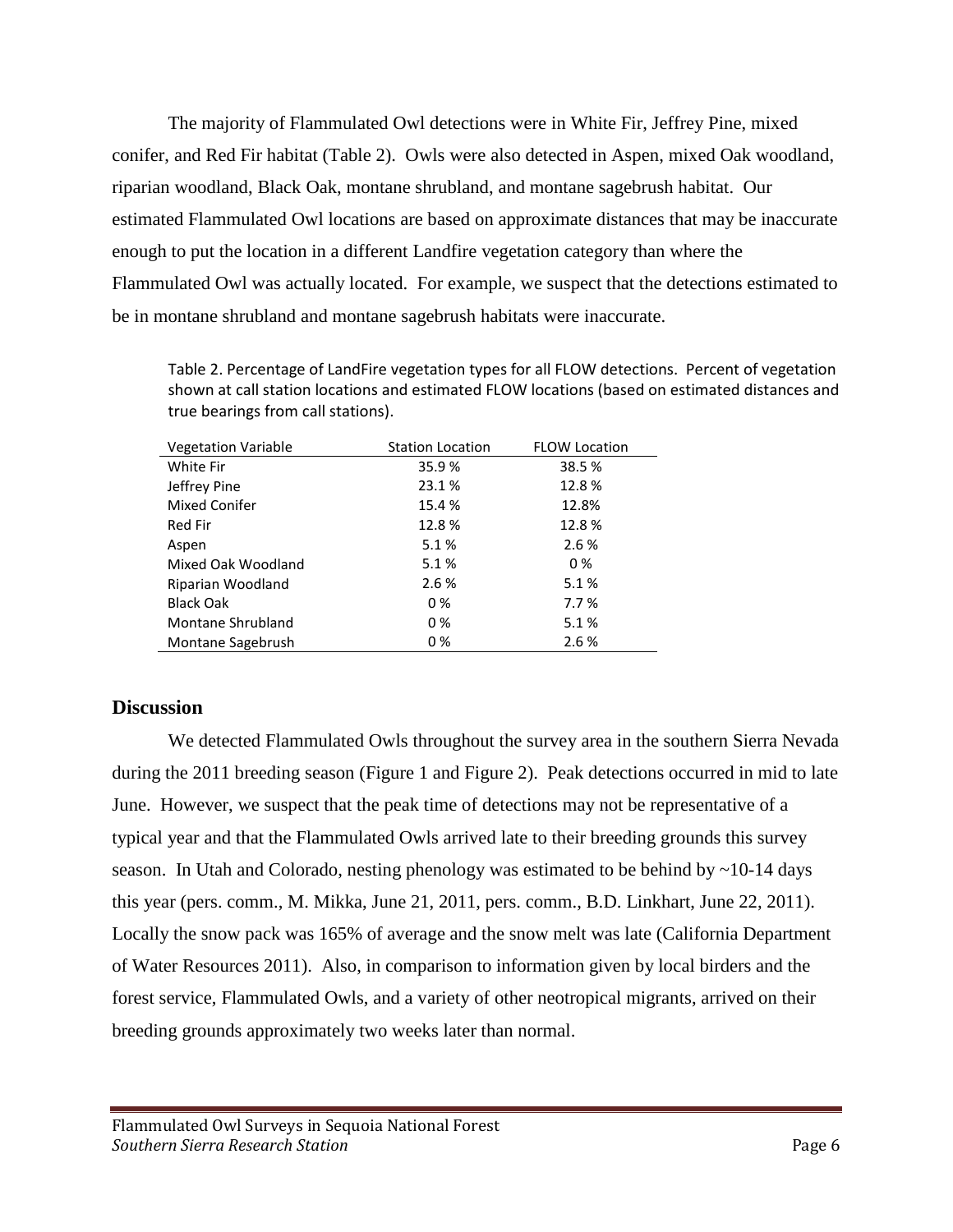The majority of Flammulated Owl detections were in White Fir, Jeffrey Pine, mixed conifer, and Red Fir habitat (Table 2). Owls were also detected in Aspen, mixed Oak woodland, riparian woodland, Black Oak, montane shrubland, and montane sagebrush habitat. Our estimated Flammulated Owl locations are based on approximate distances that may be inaccurate enough to put the location in a different Landfire vegetation category than where the Flammulated Owl was actually located. For example, we suspect that the detections estimated to be in montane shrubland and montane sagebrush habitats were inaccurate.

Table 2. Percentage of LandFire vegetation types for all FLOW detections. Percent of vegetation shown at call station locations and estimated FLOW locations (based on estimated distances and true bearings from call stations).

| Vegetation Variable | Station Location | FLOW Location |
|---|---|---|
| White Fir | 35.9 % | 38.5 % |
| Jeffrey Pine | 23.1 % | 12.8 % |
| Mixed Conifer | 15.4 % | 12.8% |
| Red Fir | 12.8 % | 12.8 % |
| Aspen | 5.1 % | 2.6 % |
| Mixed Oak Woodland | 5.1 % | 0 % |
| Riparian Woodland | 2.6 % | 5.1 % |
| Black Oak | 0 % | 7.7 % |
| Montane Shrubland | 0 % | 5.1 % |
| Montane Sagebrush | 0 % | 2.6 % |

## Discussion

We detected Flammulated Owls throughout the survey area in the southern Sierra Nevada during the 2011 breeding season (Figure 1 and Figure 2). Peak detections occurred in mid to late June. However, we suspect that the peak time of detections may not be representative of a typical year and that the Flammulated Owls arrived late to their breeding grounds this survey season. In Utah and Colorado, nesting phenology was estimated to be behind by ~10-14 days this year (pers. comm., M. Mikka, June 21, 2011, pers. comm., B.D. Linkhart, June 22, 2011). Locally the snow pack was 165% of average and the snow melt was late (California Department of Water Resources 2011). Also, in comparison to information given by local birders and the forest service, Flammulated Owls, and a variety of other neotropical migrants, arrived on their breeding grounds approximately two weeks later than normal.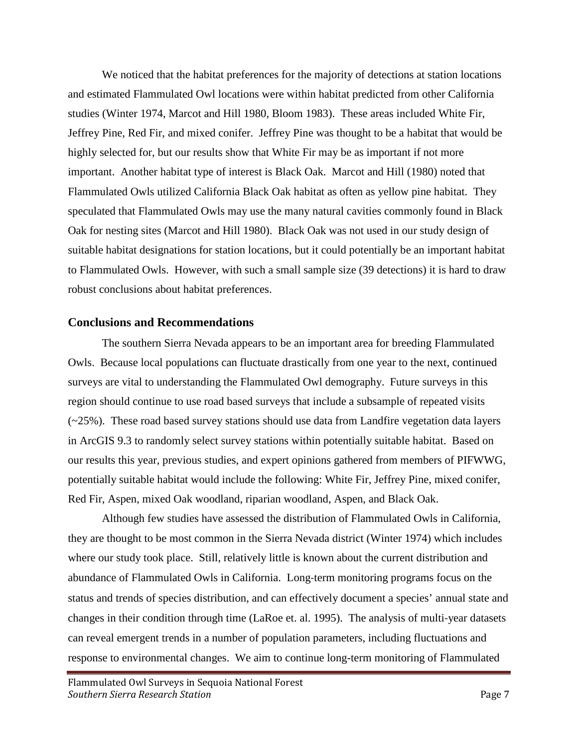We noticed that the habitat preferences for the majority of detections at station locations and estimated Flammulated Owl locations were within habitat predicted from other California studies (Winter 1974, Marcot and Hill 1980, Bloom 1983). These areas included White Fir, Jeffrey Pine, Red Fir, and mixed conifer. Jeffrey Pine was thought to be a habitat that would be highly selected for, but our results show that White Fir may be as important if not more important. Another habitat type of interest is Black Oak. Marcot and Hill (1980) noted that Flammulated Owls utilized California Black Oak habitat as often as yellow pine habitat. They speculated that Flammulated Owls may use the many natural cavities commonly found in Black Oak for nesting sites (Marcot and Hill 1980). Black Oak was not used in our study design of suitable habitat designations for station locations, but it could potentially be an important habitat to Flammulated Owls. However, with such a small sample size (39 detections) it is hard to draw robust conclusions about habitat preferences.

## Conclusions and Recommendations

The southern Sierra Nevada appears to be an important area for breeding Flammulated Owls. Because local populations can fluctuate drastically from one year to the next, continued surveys are vital to understanding the Flammulated Owl demography. Future surveys in this region should continue to use road based surveys that include a subsample of repeated visits (~25%). These road based survey stations should use data from Landfire vegetation data layers in ArcGIS 9.3 to randomly select survey stations within potentially suitable habitat. Based on our results this year, previous studies, and expert opinions gathered from members of PIFWWG, potentially suitable habitat would include the following: White Fir, Jeffrey Pine, mixed conifer, Red Fir, Aspen, mixed Oak woodland, riparian woodland, Aspen, and Black Oak.

Although few studies have assessed the distribution of Flammulated Owls in California, they are thought to be most common in the Sierra Nevada district (Winter 1974) which includes where our study took place. Still, relatively little is known about the current distribution and abundance of Flammulated Owls in California. Long-term monitoring programs focus on the status and trends of species distribution, and can effectively document a species' annual state and changes in their condition through time (LaRoe et. al. 1995). The analysis of multi-year datasets can reveal emergent trends in a number of population parameters, including fluctuations and response to environmental changes. We aim to continue long-term monitoring of Flammulated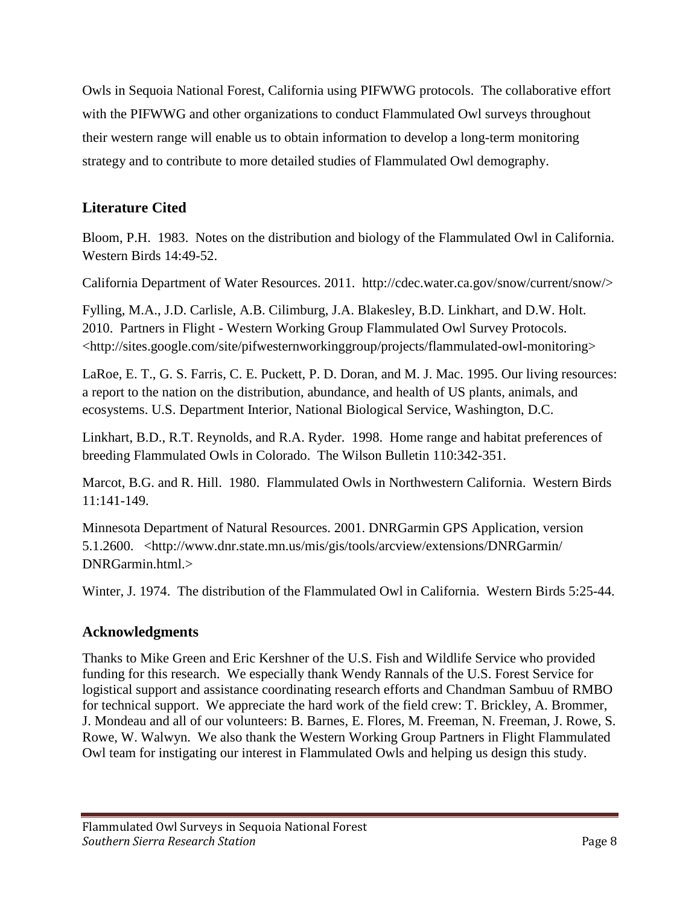Owls in Sequoia National Forest, California using PIFWWG protocols. The collaborative effort with the PIFWWG and other organizations to conduct Flammulated Owl surveys throughout their western range will enable us to obtain information to develop a long-term monitoring strategy and to contribute to more detailed studies of Flammulated Owl demography.

## Literature Cited

Bloom, P.H. 1983. Notes on the distribution and biology of the Flammulated Owl in California. Western Birds 14:49-52.

California Department of Water Resources. 2011. http://cdec.water.ca.gov/snow/current/snow/>

Fylling, M.A., J.D. Carlisle, A.B. Cilimburg, J.A. Blakesley, B.D. Linkhart, and D.W. Holt. 2010. Partners in Flight - Western Working Group Flammulated Owl Survey Protocols. <http://sites.google.com/site/pifwesternworkinggroup/projects/flammulated-owl-monitoring>

LaRoe, E. T., G. S. Farris, C. E. Puckett, P. D. Doran, and M. J. Mac. 1995. Our living resources: a report to the nation on the distribution, abundance, and health of US plants, animals, and ecosystems. U.S. Department Interior, National Biological Service, Washington, D.C.

Linkhart, B.D., R.T. Reynolds, and R.A. Ryder. 1998. Home range and habitat preferences of breeding Flammulated Owls in Colorado. The Wilson Bulletin 110:342-351.

Marcot, B.G. and R. Hill. 1980. Flammulated Owls in Northwestern California. Western Birds 11:141-149.

Minnesota Department of Natural Resources. 2001. DNRGarmin GPS Application, version 5.1.2600. <http://www.dnr.state.mn.us/mis/gis/tools/arcview/extensions/DNRGarmin/DNRGarmin.html.>

Winter, J. 1974. The distribution of the Flammulated Owl in California. Western Birds 5:25-44.

## Acknowledgments

Thanks to Mike Green and Eric Kershner of the U.S. Fish and Wildlife Service who provided funding for this research. We especially thank Wendy Rannals of the U.S. Forest Service for logistical support and assistance coordinating research efforts and Chandman Sambuu of RMBO for technical support. We appreciate the hard work of the field crew: T. Brickley, A. Brommer, J. Mondeau and all of our volunteers: B. Barnes, E. Flores, M. Freeman, N. Freeman, J. Rowe, S. Rowe, W. Walwyn. We also thank the Western Working Group Partners in Flight Flammulated Owl team for instigating our interest in Flammulated Owls and helping us design this study.